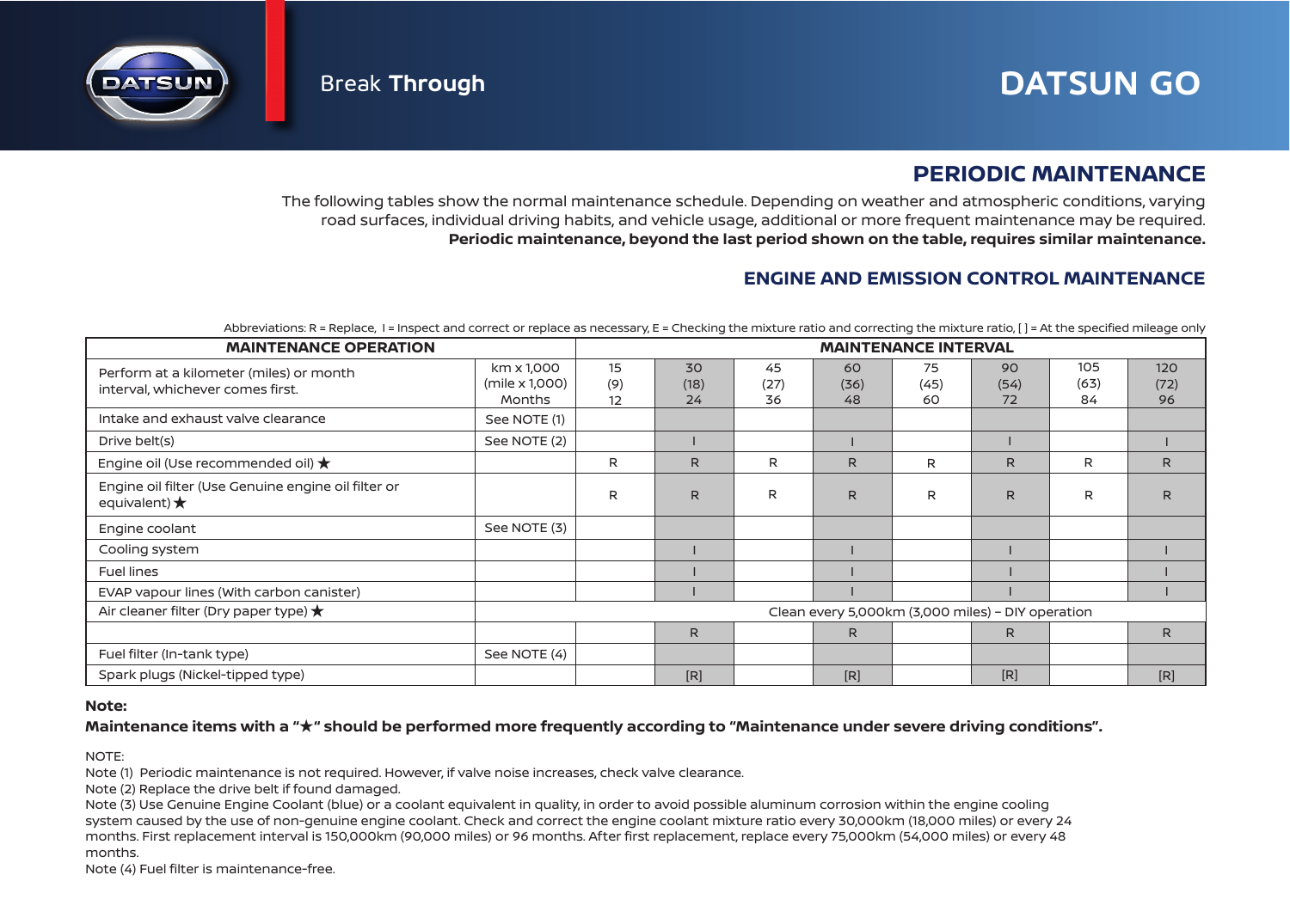# DATSUN GO

Break **Through**

## PERIODIC MAINTENANCE

The following tables show the normal maintenance schedule. Depending on weather and atmospheric conditions, varying road surfaces, individual driving habits, and vehicle usage, additional or more frequent maintenance may be required. **Periodic maintenance, beyond the last period shown on the table, requires similar maintenance.**

### ENGINE AND EMISSION CONTROL MAINTENANCE

Abbreviations: R = Replace, I = Inspect and correct or replace as necessary, E = Checking the mixture ratio and correcting the mixture ratio, [ ] = At the specified mileage only

| MAINTENANCE OPERATION | | MAINTENANCE INTERVAL | | | | | | | |
|---|---|---|---|---|---|---|---|---|---|
| Perform at a kilometer (miles) or month interval, whichever comes first. | km x 1,000 (mile x 1,000) Months | 15 (9) 12 | 30 (18) 24 | 45 (27) 36 | 60 (36) 48 | 75 (45) 60 | 90 (54) 72 | 105 (63) 84 | 120 (72) 96 |
| Intake and exhaust valve clearance | See NOTE (1) | | | | | | | | |
| Drive belt(s) | See NOTE (2) | | I | | I | | I | | I |
| Engine oil (Use recommended oil) ★ | | R | R | R | R | R | R | R | R |
| Engine oil filter (Use Genuine engine oil filter or equivalent) ★ | | R | R | R | R | R | R | R | R |
| Engine coolant | See NOTE (3) | | | | | | | | |
| Cooling system | | | I | | I | | I | | I |
| Fuel lines | | | I | | I | | I | | I |
| EVAP vapour lines (With carbon canister) | | | I | | I | | I | | I |
| Air cleaner filter (Dry paper type) ★ | Clean every 5,000km (3,000 miles) – DIY operation | | | | | | | | |
| | | | R | | R | | R | | R |
| Fuel filter (In-tank type) | See NOTE (4) | | | | | | | | |
| Spark plugs (Nickel-tipped type) | | | [R] | | [R] | | [R] | | [R] |

**Note:**

**Maintenance items with a "★" should be performed more frequently according to "Maintenance under severe driving conditions".**

NOTE:

Note (1) Periodic maintenance is not required. However, if valve noise increases, check valve clearance.

Note (2) Replace the drive belt if found damaged.

Note (3) Use Genuine Engine Coolant (blue) or a coolant equivalent in quality, in order to avoid possible aluminum corrosion within the engine cooling system caused by the use of non-genuine engine coolant. Check and correct the engine coolant mixture ratio every 30,000km (18,000 miles) or every 24 months. First replacement interval is 150,000km (90,000 miles) or 96 months. After first replacement, replace every 75,000km (54,000 miles) or every 48 months.

Note (4) Fuel filter is maintenance-free.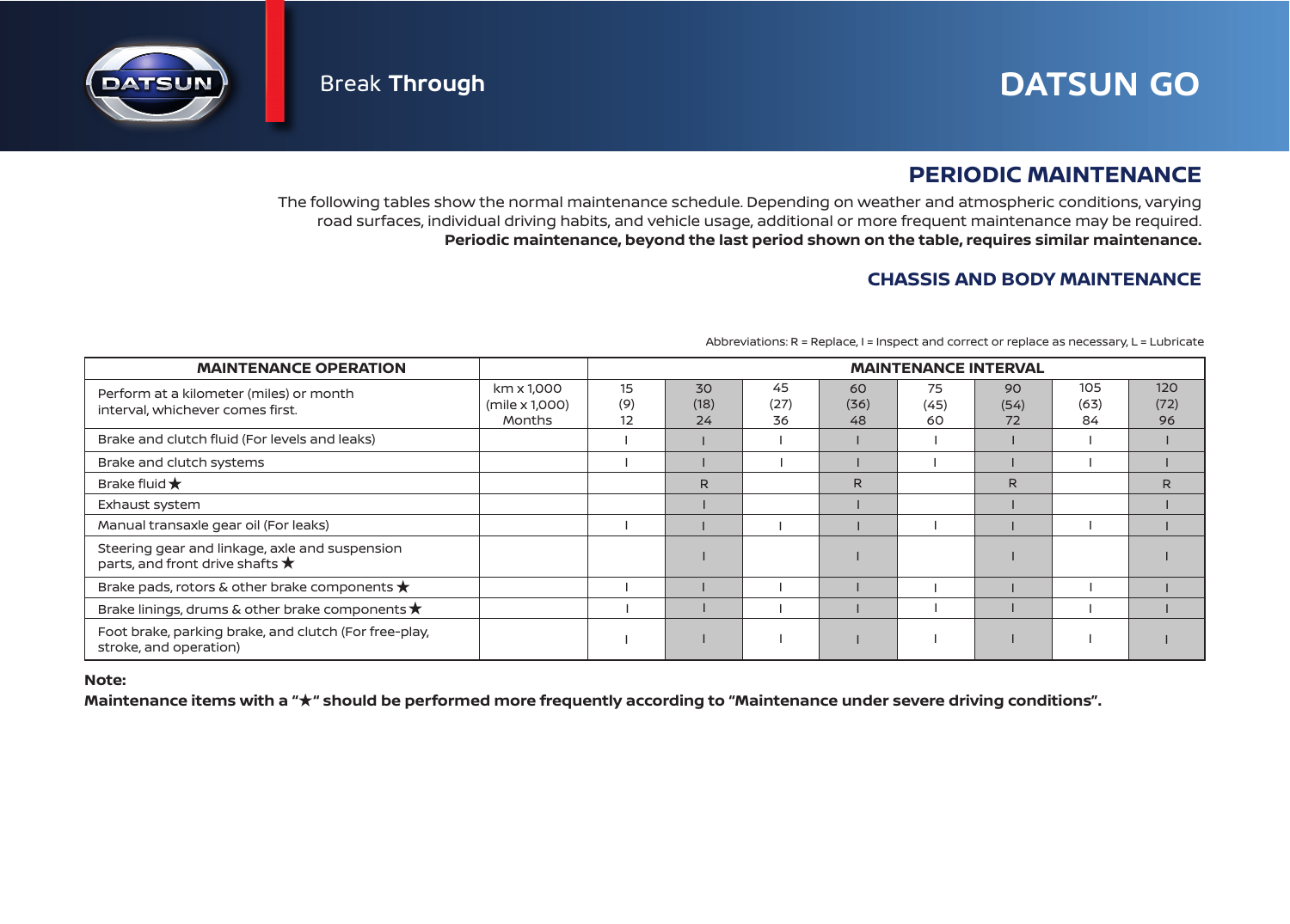DATSUN Break **Through** DATSUN GO

## PERIODIC MAINTENANCE

The following tables show the normal maintenance schedule. Depending on weather and atmospheric conditions, varying road surfaces, individual driving habits, and vehicle usage, additional or more frequent maintenance may be required.
**Periodic maintenance, beyond the last period shown on the table, requires similar maintenance.**

### CHASSIS AND BODY MAINTENANCE

Abbreviations: R = Replace, I = Inspect and correct or replace as necessary, L = Lubricate

| MAINTENANCE OPERATION | | MAINTENANCE INTERVAL | | | | | | | |
|---|---|---|---|---|---|---|---|---|---|
| Perform at a kilometer (miles) or month interval, whichever comes first. | km x 1,000 (mile x 1,000) Months | 15 (9) 12 | 30 (18) 24 | 45 (27) 36 | 60 (36) 48 | 75 (45) 60 | 90 (54) 72 | 105 (63) 84 | 120 (72) 96 |
| Brake and clutch fluid (For levels and leaks) | | I | I | I | I | I | I | I | I |
| Brake and clutch systems | | I | I | I | I | I | I | I | I |
| Brake fluid ★ | | | R | | R | | R | | R |
| Exhaust system | | | I | | I | | I | | I |
| Manual transaxle gear oil (For leaks) | | I | I | I | I | I | I | I | I |
| Steering gear and linkage, axle and suspension parts, and front drive shafts ★ | | | I | | I | | I | | I |
| Brake pads, rotors & other brake components ★ | | I | I | I | I | I | I | I | I |
| Brake linings, drums & other brake components ★ | | I | I | I | I | I | I | I | I |
| Foot brake, parking brake, and clutch (For free-play, stroke, and operation) | | I | I | I | I | I | I | I | I |

**Note:**

**Maintenance items with a "★" should be performed more frequently according to "Maintenance under severe driving conditions".**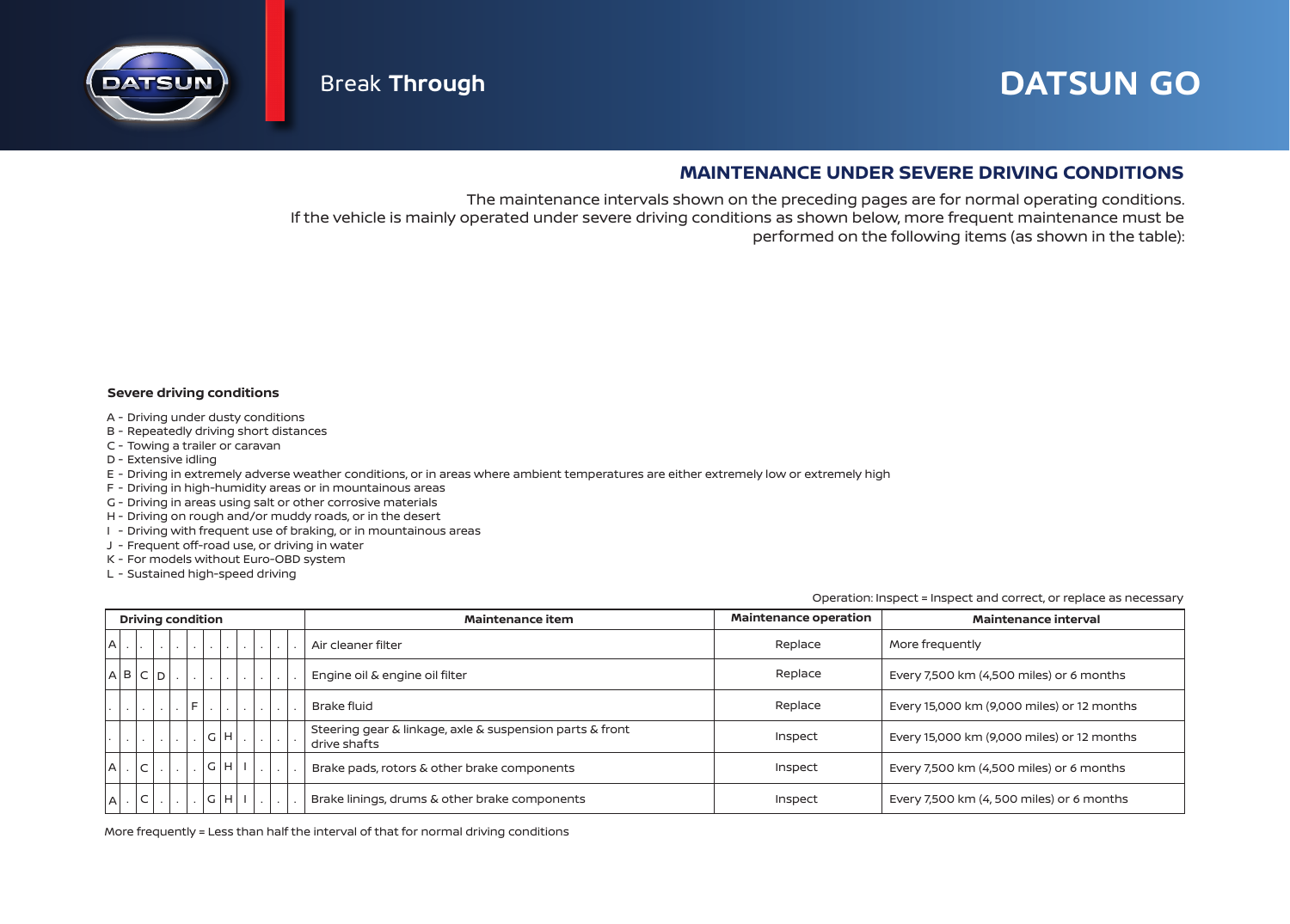## MAINTENANCE UNDER SEVERE DRIVING CONDITIONS

The maintenance intervals shown on the preceding pages are for normal operating conditions.
If the vehicle is mainly operated under severe driving conditions as shown below, more frequent maintenance must be performed on the following items (as shown in the table):

**Severe driving conditions**

- A - Driving under dusty conditions
- B - Repeatedly driving short distances
- C - Towing a trailer or caravan
- D - Extensive idling
- E - Driving in extremely adverse weather conditions, or in areas where ambient temperatures are either extremely low or extremely high
- F - Driving in high-humidity areas or in mountainous areas
- G - Driving in areas using salt or other corrosive materials
- H - Driving on rough and/or muddy roads, or in the desert
- I - Driving with frequent use of braking, or in mountainous areas
- J - Frequent off-road use, or driving in water
- K - For models without Euro-OBD system
- L - Sustained high-speed driving

Operation: Inspect = Inspect and correct, or replace as necessary

| Driving condition | | | | | | | | | | | | Maintenance item | Maintenance operation | Maintenance interval |
|---|---|---|---|---|---|---|---|---|---|---|---|---|---|---|
| A | . | . | . | . | . | . | . | . | . | . | . | Air cleaner filter | Replace | More frequently |
| A | B | C | D | . | . | . | . | . | . | . | . | Engine oil & engine oil filter | Replace | Every 7,500 km (4,500 miles) or 6 months |
| . | . | . | . | . | F | . | . | . | . | . | . | Brake fluid | Replace | Every 15,000 km (9,000 miles) or 12 months |
| . | . | . | . | . | . | G | H | . | . | . | . | Steering gear & linkage, axle & suspension parts & front drive shafts | Inspect | Every 15,000 km (9,000 miles) or 12 months |
| A | . | C | . | . | . | G | H | I | . | . | . | Brake pads, rotors & other brake components | Inspect | Every 7,500 km (4,500 miles) or 6 months |
| A | . | C | . | . | . | G | H | I | . | . | . | Brake linings, drums & other brake components | Inspect | Every 7,500 km (4, 500 miles) or 6 months |

More frequently = Less than half the interval of that for normal driving conditions